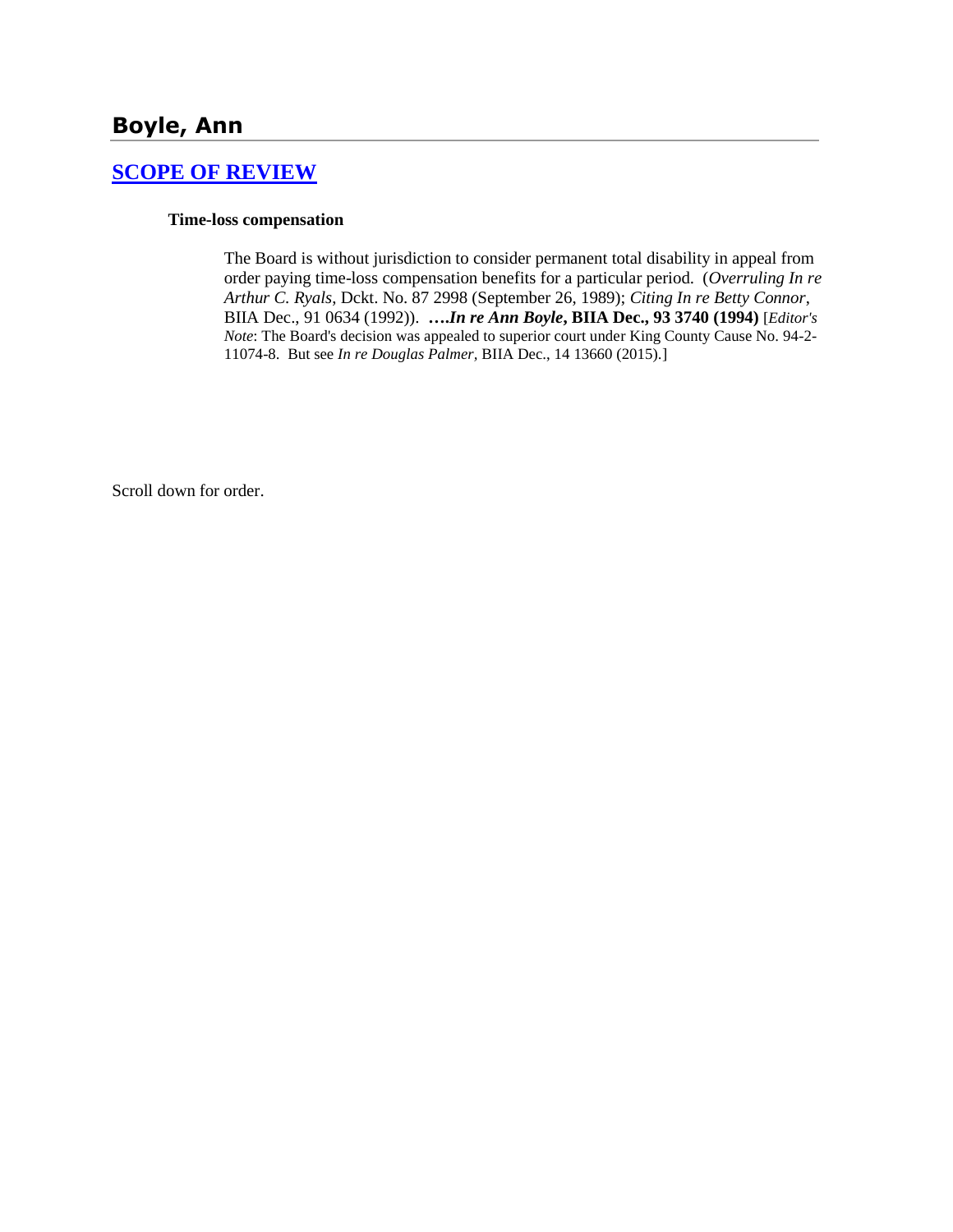# Boyle, Ann

## [SCOPE OF REVIEW]

**Time-loss compensation**

The Board is without jurisdiction to consider permanent total disability in appeal from order paying time-loss compensation benefits for a particular period. (*Overruling In re Arthur C. Ryals*, Dckt. No. 87 2998 (September 26, 1989); *Citing In re Betty Connor*, BIIA Dec., 91 0634 (1992)). ***….In re Ann Boyle*, BIIA Dec., 93 3740 (1994)** [*Editor's Note*: The Board's decision was appealed to superior court under King County Cause No. 94-2-11074-8. But see *In re Douglas Palmer*, BIIA Dec., 14 13660 (2015).]

Scroll down for order.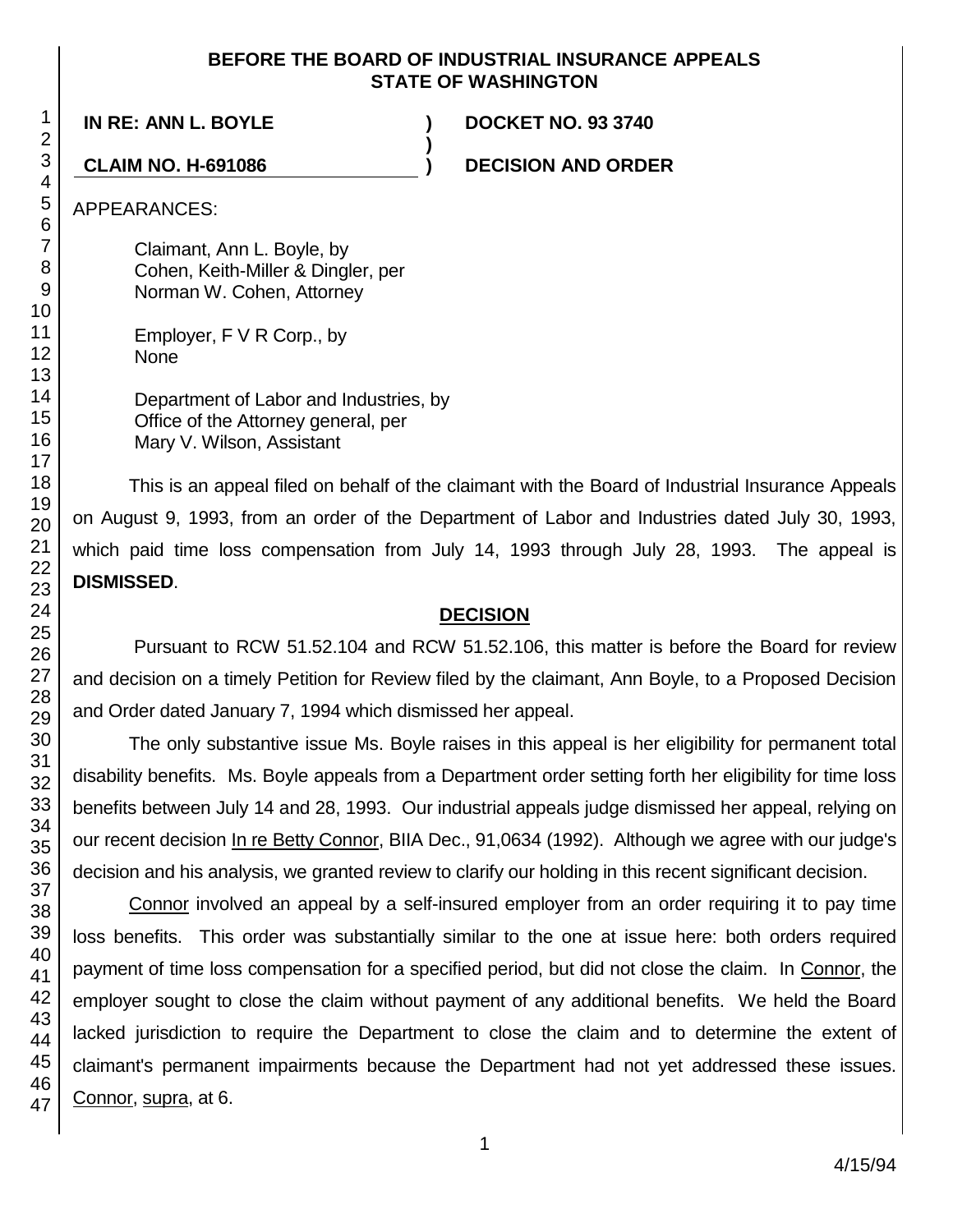**BEFORE THE BOARD OF INDUSTRIAL INSURANCE APPEALS**
**STATE OF WASHINGTON**

| | | |
|---|---|---|
| **IN RE: ANN L. BOYLE** | **)** | **DOCKET NO. 93 3740** |
| | **)** | |
| **CLAIM NO. H-691086** | **)** | **DECISION AND ORDER** |

APPEARANCES:

Claimant, Ann L. Boyle, by
Cohen, Keith-Miller & Dingler, per
Norman W. Cohen, Attorney

Employer, F V R Corp., by
None

Department of Labor and Industries, by
Office of the Attorney general, per
Mary V. Wilson, Assistant

This is an appeal filed on behalf of the claimant with the Board of Industrial Insurance Appeals on August 9, 1993, from an order of the Department of Labor and Industries dated July 30, 1993, which paid time loss compensation from July 14, 1993 through July 28, 1993. The appeal is **DISMISSED**.

## DECISION

Pursuant to RCW 51.52.104 and RCW 51.52.106, this matter is before the Board for review and decision on a timely Petition for Review filed by the claimant, Ann Boyle, to a Proposed Decision and Order dated January 7, 1994 which dismissed her appeal.

The only substantive issue Ms. Boyle raises in this appeal is her eligibility for permanent total disability benefits. Ms. Boyle appeals from a Department order setting forth her eligibility for time loss benefits between July 14 and 28, 1993. Our industrial appeals judge dismissed her appeal, relying on our recent decision In re Betty Connor, BIIA Dec., 91,0634 (1992). Although we agree with our judge's decision and his analysis, we granted review to clarify our holding in this recent significant decision.

Connor involved an appeal by a self-insured employer from an order requiring it to pay time loss benefits. This order was substantially similar to the one at issue here: both orders required payment of time loss compensation for a specified period, but did not close the claim. In Connor, the employer sought to close the claim without payment of any additional benefits. We held the Board lacked jurisdiction to require the Department to close the claim and to determine the extent of claimant's permanent impairments because the Department had not yet addressed these issues. Connor, supra, at 6.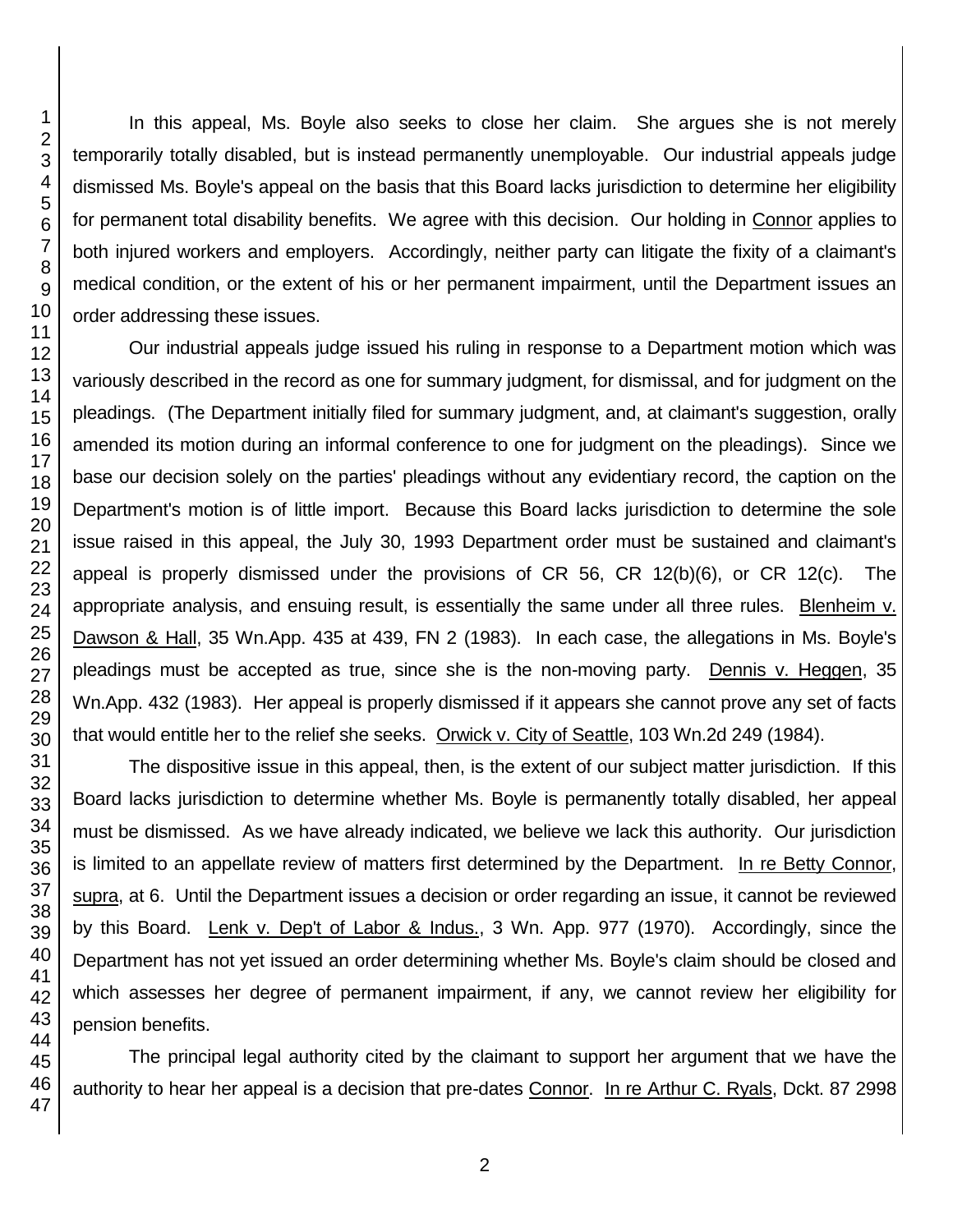In this appeal, Ms. Boyle also seeks to close her claim. She argues she is not merely temporarily totally disabled, but is instead permanently unemployable. Our industrial appeals judge dismissed Ms. Boyle's appeal on the basis that this Board lacks jurisdiction to determine her eligibility for permanent total disability benefits. We agree with this decision. Our holding in Connor applies to both injured workers and employers. Accordingly, neither party can litigate the fixity of a claimant's medical condition, or the extent of his or her permanent impairment, until the Department issues an order addressing these issues.

Our industrial appeals judge issued his ruling in response to a Department motion which was variously described in the record as one for summary judgment, for dismissal, and for judgment on the pleadings. (The Department initially filed for summary judgment, and, at claimant's suggestion, orally amended its motion during an informal conference to one for judgment on the pleadings). Since we base our decision solely on the parties' pleadings without any evidentiary record, the caption on the Department's motion is of little import. Because this Board lacks jurisdiction to determine the sole issue raised in this appeal, the July 30, 1993 Department order must be sustained and claimant's appeal is properly dismissed under the provisions of CR 56, CR 12(b)(6), or CR 12(c). The appropriate analysis, and ensuing result, is essentially the same under all three rules. Blenheim v. Dawson & Hall, 35 Wn.App. 435 at 439, FN 2 (1983). In each case, the allegations in Ms. Boyle's pleadings must be accepted as true, since she is the non-moving party. Dennis v. Heggen, 35 Wn.App. 432 (1983). Her appeal is properly dismissed if it appears she cannot prove any set of facts that would entitle her to the relief she seeks. Orwick v. City of Seattle, 103 Wn.2d 249 (1984).

The dispositive issue in this appeal, then, is the extent of our subject matter jurisdiction. If this Board lacks jurisdiction to determine whether Ms. Boyle is permanently totally disabled, her appeal must be dismissed. As we have already indicated, we believe we lack this authority. Our jurisdiction is limited to an appellate review of matters first determined by the Department. In re Betty Connor, supra, at 6. Until the Department issues a decision or order regarding an issue, it cannot be reviewed by this Board. Lenk v. Dep't of Labor & Indus., 3 Wn. App. 977 (1970). Accordingly, since the Department has not yet issued an order determining whether Ms. Boyle's claim should be closed and which assesses her degree of permanent impairment, if any, we cannot review her eligibility for pension benefits.

The principal legal authority cited by the claimant to support her argument that we have the authority to hear her appeal is a decision that pre-dates Connor. In re Arthur C. Ryals, Dckt. 87 2998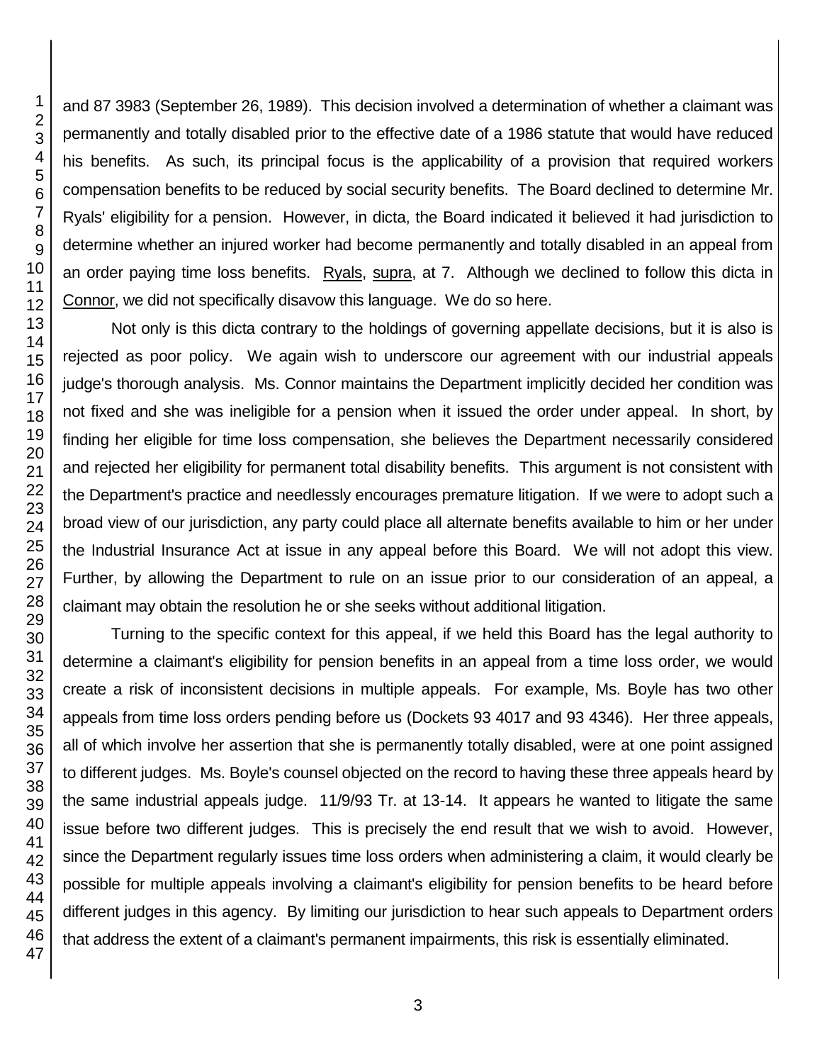and 87 3983 (September 26, 1989). This decision involved a determination of whether a claimant was permanently and totally disabled prior to the effective date of a 1986 statute that would have reduced his benefits. As such, its principal focus is the applicability of a provision that required workers compensation benefits to be reduced by social security benefits. The Board declined to determine Mr. Ryals' eligibility for a pension. However, in dicta, the Board indicated it believed it had jurisdiction to determine whether an injured worker had become permanently and totally disabled in an appeal from an order paying time loss benefits. Ryals, supra, at 7. Although we declined to follow this dicta in Connor, we did not specifically disavow this language. We do so here.

Not only is this dicta contrary to the holdings of governing appellate decisions, but it is also is rejected as poor policy. We again wish to underscore our agreement with our industrial appeals judge's thorough analysis. Ms. Connor maintains the Department implicitly decided her condition was not fixed and she was ineligible for a pension when it issued the order under appeal. In short, by finding her eligible for time loss compensation, she believes the Department necessarily considered and rejected her eligibility for permanent total disability benefits. This argument is not consistent with the Department's practice and needlessly encourages premature litigation. If we were to adopt such a broad view of our jurisdiction, any party could place all alternate benefits available to him or her under the Industrial Insurance Act at issue in any appeal before this Board. We will not adopt this view. Further, by allowing the Department to rule on an issue prior to our consideration of an appeal, a claimant may obtain the resolution he or she seeks without additional litigation.

Turning to the specific context for this appeal, if we held this Board has the legal authority to determine a claimant's eligibility for pension benefits in an appeal from a time loss order, we would create a risk of inconsistent decisions in multiple appeals. For example, Ms. Boyle has two other appeals from time loss orders pending before us (Dockets 93 4017 and 93 4346). Her three appeals, all of which involve her assertion that she is permanently totally disabled, were at one point assigned to different judges. Ms. Boyle's counsel objected on the record to having these three appeals heard by the same industrial appeals judge. 11/9/93 Tr. at 13-14. It appears he wanted to litigate the same issue before two different judges. This is precisely the end result that we wish to avoid. However, since the Department regularly issues time loss orders when administering a claim, it would clearly be possible for multiple appeals involving a claimant's eligibility for pension benefits to be heard before different judges in this agency. By limiting our jurisdiction to hear such appeals to Department orders that address the extent of a claimant's permanent impairments, this risk is essentially eliminated.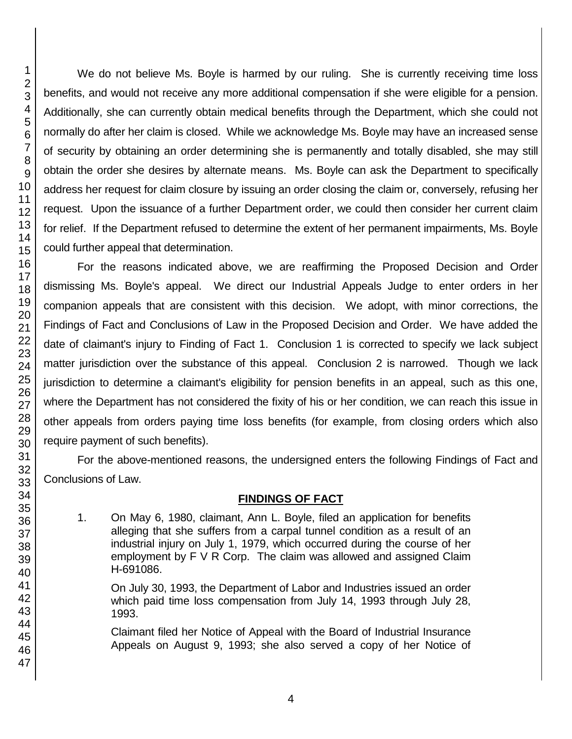We do not believe Ms. Boyle is harmed by our ruling. She is currently receiving time loss benefits, and would not receive any more additional compensation if she were eligible for a pension. Additionally, she can currently obtain medical benefits through the Department, which she could not normally do after her claim is closed. While we acknowledge Ms. Boyle may have an increased sense of security by obtaining an order determining she is permanently and totally disabled, she may still obtain the order she desires by alternate means. Ms. Boyle can ask the Department to specifically address her request for claim closure by issuing an order closing the claim or, conversely, refusing her request. Upon the issuance of a further Department order, we could then consider her current claim for relief. If the Department refused to determine the extent of her permanent impairments, Ms. Boyle could further appeal that determination.

For the reasons indicated above, we are reaffirming the Proposed Decision and Order dismissing Ms. Boyle's appeal. We direct our Industrial Appeals Judge to enter orders in her companion appeals that are consistent with this decision. We adopt, with minor corrections, the Findings of Fact and Conclusions of Law in the Proposed Decision and Order. We have added the date of claimant's injury to Finding of Fact 1. Conclusion 1 is corrected to specify we lack subject matter jurisdiction over the substance of this appeal. Conclusion 2 is narrowed. Though we lack jurisdiction to determine a claimant's eligibility for pension benefits in an appeal, such as this one, where the Department has not considered the fixity of his or her condition, we can reach this issue in other appeals from orders paying time loss benefits (for example, from closing orders which also require payment of such benefits).

For the above-mentioned reasons, the undersigned enters the following Findings of Fact and Conclusions of Law.

## FINDINGS OF FACT

1. On May 6, 1980, claimant, Ann L. Boyle, filed an application for benefits alleging that she suffers from a carpal tunnel condition as a result of an industrial injury on July 1, 1979, which occurred during the course of her employment by F V R Corp. The claim was allowed and assigned Claim H-691086.

   On July 30, 1993, the Department of Labor and Industries issued an order which paid time loss compensation from July 14, 1993 through July 28, 1993.

   Claimant filed her Notice of Appeal with the Board of Industrial Insurance Appeals on August 9, 1993; she also served a copy of her Notice of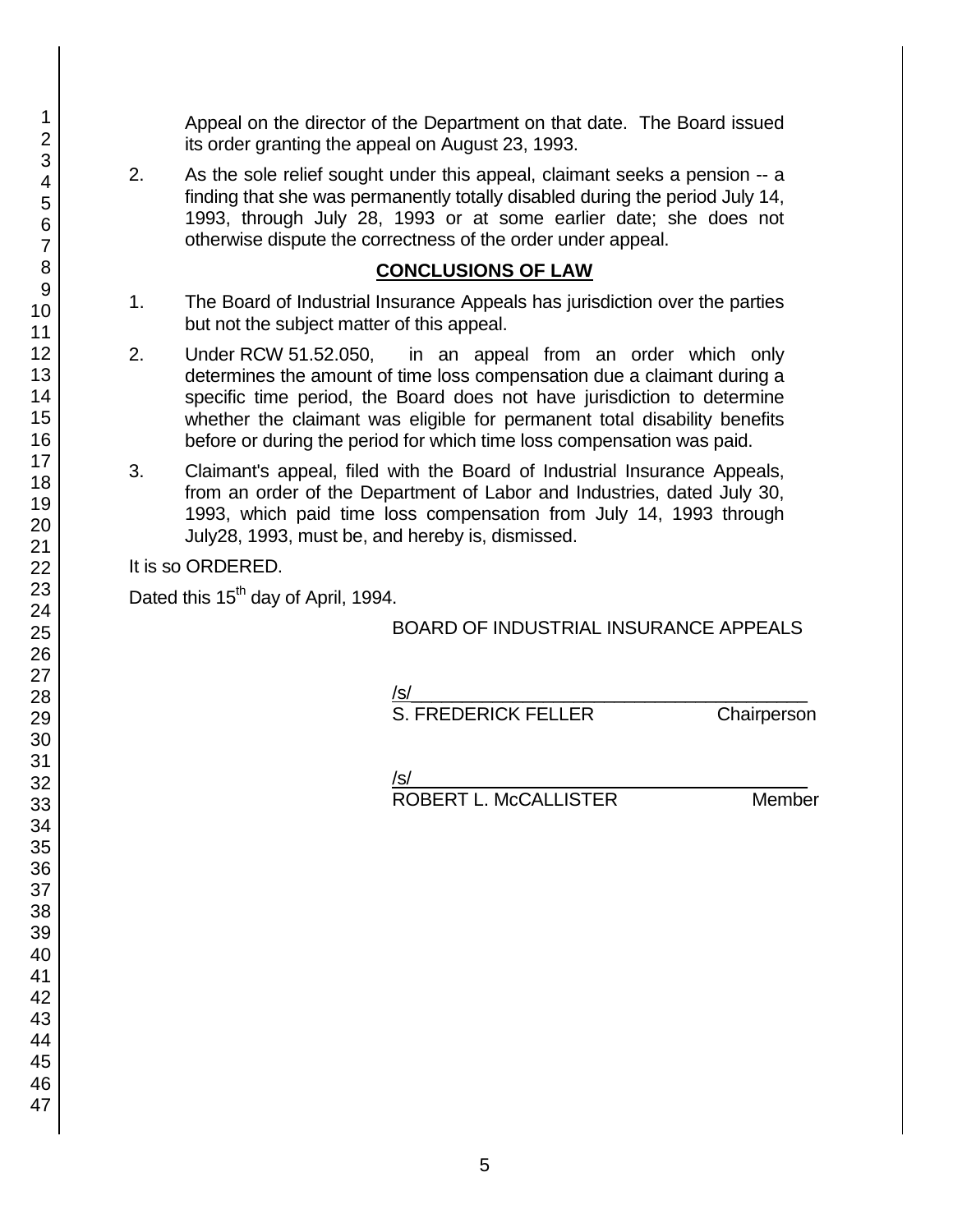Appeal on the director of the Department on that date. The Board issued its order granting the appeal on August 23, 1993.

2. As the sole relief sought under this appeal, claimant seeks a pension -- a finding that she was permanently totally disabled during the period July 14, 1993, through July 28, 1993 or at some earlier date; she does not otherwise dispute the correctness of the order under appeal.

## CONCLUSIONS OF LAW

1. The Board of Industrial Insurance Appeals has jurisdiction over the parties but not the subject matter of this appeal.

2. Under RCW 51.52.050, in an appeal from an order which only determines the amount of time loss compensation due a claimant during a specific time period, the Board does not have jurisdiction to determine whether the claimant was eligible for permanent total disability benefits before or during the period for which time loss compensation was paid.

3. Claimant's appeal, filed with the Board of Industrial Insurance Appeals, from an order of the Department of Labor and Industries, dated July 30, 1993, which paid time loss compensation from July 14, 1993 through July28, 1993, must be, and hereby is, dismissed.

It is so ORDERED.

Dated this 15th day of April, 1994.

BOARD OF INDUSTRIAL INSURANCE APPEALS

/s/
S. FREDERICK FELLER Chairperson

/s/
ROBERT L. McCALLISTER Member